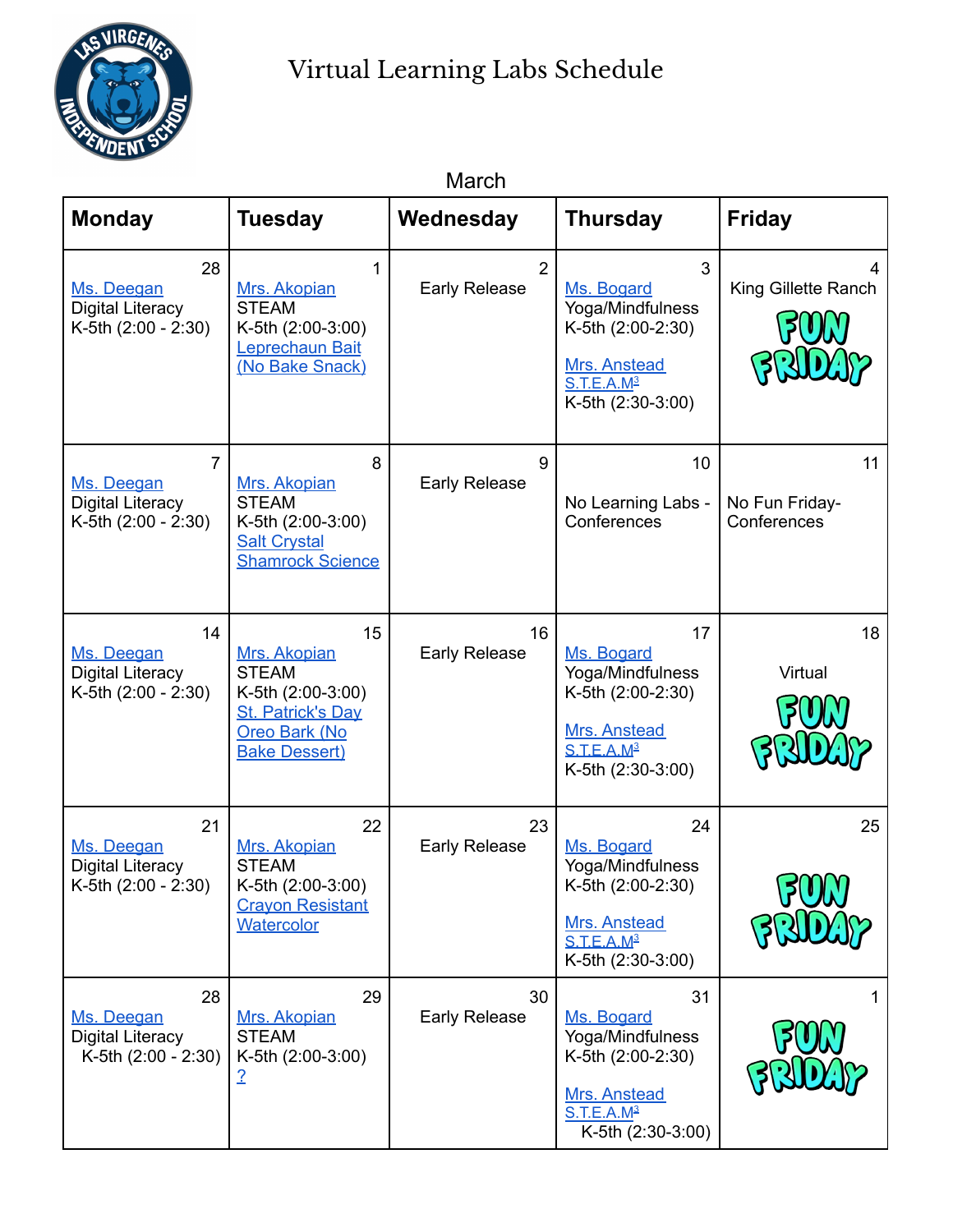# Virtual Learning Labs Schedule

March

| Monday | Tuesday | Wednesday | Thursday | Friday |
|---|---|---|---|---|
| 28<br>Ms. Deegan<br>Digital Literacy<br>K-5th (2:00 - 2:30) | 1<br>Mrs. Akopian<br>STEAM<br>K-5th (2:00-3:00)<br>Leprechaun Bait (No Bake Snack) | 2<br>Early Release | 3<br>Ms. Bogard<br>Yoga/Mindfulness<br>K-5th (2:00-2:30)<br><br>Mrs. Anstead<br>S.T.E.A.M[3]<br>K-5th (2:30-3:00) | 4<br>King Gillette Ranch<br>FUN FRIDAY |
| 7<br>Ms. Deegan<br>Digital Literacy<br>K-5th (2:00 - 2:30) | 8<br>Mrs. Akopian<br>STEAM<br>K-5th (2:00-3:00)<br>Salt Crystal Shamrock Science | 9<br>Early Release | 10<br>No Learning Labs - Conferences | 11<br>No Fun Friday- Conferences |
| 14<br>Ms. Deegan<br>Digital Literacy<br>K-5th (2:00 - 2:30) | 15<br>Mrs. Akopian<br>STEAM<br>K-5th (2:00-3:00)<br>St. Patrick's Day Oreo Bark (No Bake Dessert) | 16<br>Early Release | 17<br>Ms. Bogard<br>Yoga/Mindfulness<br>K-5th (2:00-2:30)<br><br>Mrs. Anstead<br>S.T.E.A.M[3]<br>K-5th (2:30-3:00) | 18<br>Virtual<br>FUN FRIDAY |
| 21<br>Ms. Deegan<br>Digital Literacy<br>K-5th (2:00 - 2:30) | 22<br>Mrs. Akopian<br>STEAM<br>K-5th (2:00-3:00)<br>Crayon Resistant Watercolor | 23<br>Early Release | 24<br>Ms. Bogard<br>Yoga/Mindfulness<br>K-5th (2:00-2:30)<br><br>Mrs. Anstead<br>S.T.E.A.M[3]<br>K-5th (2:30-3:00) | 25<br>FUN FRIDAY |
| 28<br>Ms. Deegan<br>Digital Literacy<br>K-5th (2:00 - 2:30) | 29<br>Mrs. Akopian<br>STEAM<br>K-5th (2:00-3:00)<br>? | 30<br>Early Release | 31<br>Ms. Bogard<br>Yoga/Mindfulness<br>K-5th (2:00-2:30)<br><br>Mrs. Anstead<br>S.T.E.A.M[3]<br>K-5th (2:30-3:00) | 1<br>FUN FRIDAY |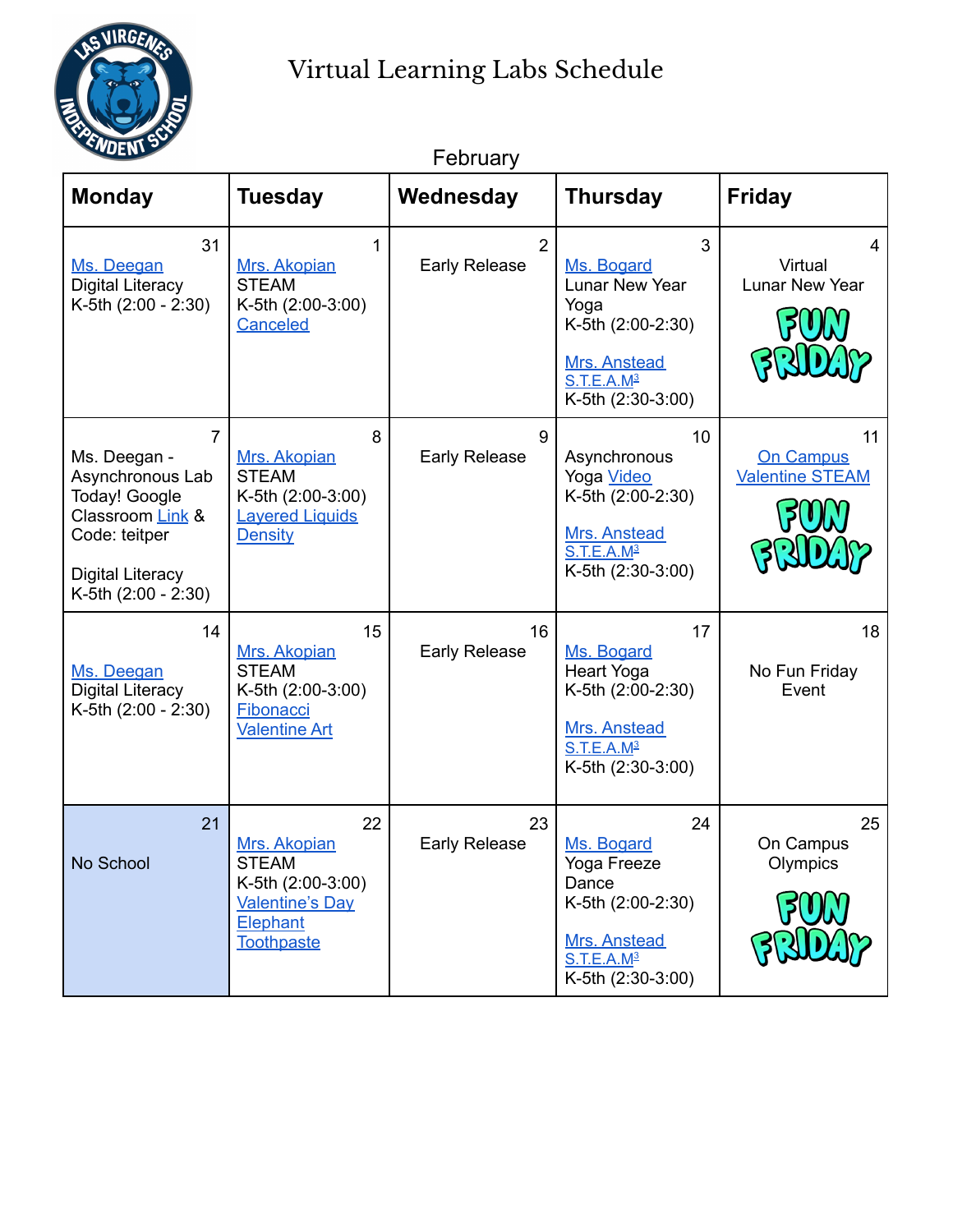# Virtual Learning Labs Schedule

February

| Monday | Tuesday | Wednesday | Thursday | Friday |
|---|---|---|---|---|
| 31<br>Ms. Deegan<br>Digital Literacy<br>K-5th (2:00 - 2:30) | 1<br>Mrs. Akopian<br>STEAM<br>K-5th (2:00-3:00)<br>Canceled | 2<br>Early Release | 3<br>Ms. Bogard<br>Lunar New Year Yoga<br>K-5th (2:00-2:30)<br><br>Mrs. Anstead<br>S.T.E.A.M$^3$<br>K-5th (2:30-3:00) | 4<br>Virtual<br>Lunar New Year<br>FUN FRIDAY |
| 7<br>Ms. Deegan - Asynchronous Lab Today! Google Classroom Link & Code: teitper<br><br>Digital Literacy<br>K-5th (2:00 - 2:30) | 8<br>Mrs. Akopian<br>STEAM<br>K-5th (2:00-3:00)<br>Layered Liquids Density | 9<br>Early Release | 10<br>Asynchronous Yoga Video<br>K-5th (2:00-2:30)<br><br>Mrs. Anstead<br>S.T.E.A.M$^3$<br>K-5th (2:30-3:00) | 11<br>On Campus Valentine STEAM<br>FUN FRIDAY |
| 14<br>Ms. Deegan<br>Digital Literacy<br>K-5th (2:00 - 2:30) | 15<br>Mrs. Akopian<br>STEAM<br>K-5th (2:00-3:00)<br>Fibonacci Valentine Art | 16<br>Early Release | 17<br>Ms. Bogard<br>Heart Yoga<br>K-5th (2:00-2:30)<br><br>Mrs. Anstead<br>S.T.E.A.M$^3$<br>K-5th (2:30-3:00) | 18<br>No Fun Friday Event |
| 21<br>No School | 22<br>Mrs. Akopian<br>STEAM<br>K-5th (2:00-3:00)<br>Valentine's Day Elephant Toothpaste | 23<br>Early Release | 24<br>Ms. Bogard<br>Yoga Freeze Dance<br>K-5th (2:00-2:30)<br><br>Mrs. Anstead<br>S.T.E.A.M$^3$<br>K-5th (2:30-3:00) | 25<br>On Campus Olympics<br>FUN FRIDAY |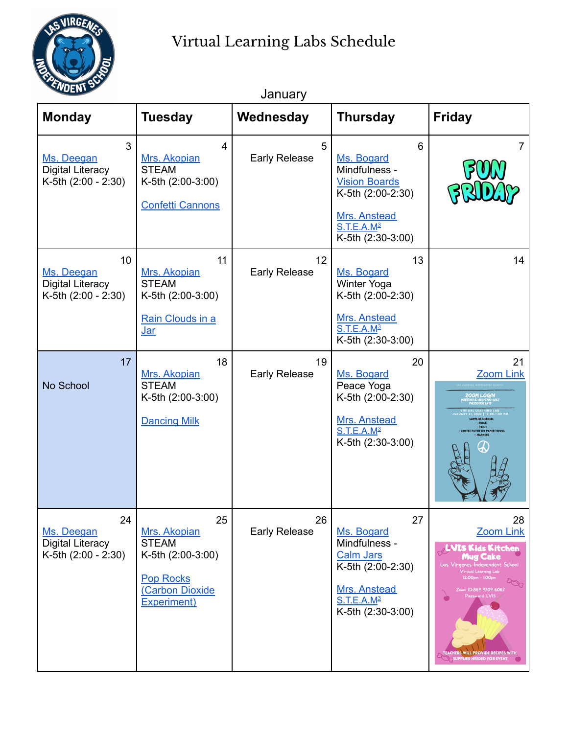# Virtual Learning Labs Schedule

January

| Monday | Tuesday | Wednesday | Thursday | Friday |
|---|---|---|---|---|
| 3<br>Ms. Deegan<br>Digital Literacy<br>K-5th (2:00 - 2:30) | 4<br>Mrs. Akopian<br>STEAM<br>K-5th (2:00-3:00)<br><br>Confetti Cannons | 5<br>Early Release | 6<br>Ms. Bogard<br>Mindfulness - Vision Boards<br>K-5th (2:00-2:30)<br><br>Mrs. Anstead<br>S.T.E.A.M³<br>K-5th (2:30-3:00) | 7<br>FUN FRIDAY |
| 10<br>Ms. Deegan<br>Digital Literacy<br>K-5th (2:00 - 2:30) | 11<br>Mrs. Akopian<br>STEAM<br>K-5th (2:00-3:00)<br><br>Rain Clouds in a Jar | 12<br>Early Release | 13<br>Ms. Bogard<br>Winter Yoga<br>K-5th (2:00-2:30)<br><br>Mrs. Anstead<br>S.T.E.A.M³<br>K-5th (2:30-3:00) | 14 |
| 17<br>No School | 18<br>Mrs. Akopian<br>STEAM<br>K-5th (2:00-3:00)<br><br>Dancing Milk | 19<br>Early Release | 20<br>Ms. Bogard<br>Peace Yoga<br>K-5th (2:00-2:30)<br><br>Mrs. Anstead<br>S.T.E.A.M³<br>K-5th (2:30-3:00) | 21<br>Zoom Link |
| 24<br>Ms. Deegan<br>Digital Literacy<br>K-5th (2:00 - 2:30) | 25<br>Mrs. Akopian<br>STEAM<br>K-5th (2:00-3:00)<br><br>Pop Rocks (Carbon Dioxide Experiment) | 26<br>Early Release | 27<br>Ms. Bogard<br>Mindfulness - Calm Jars<br>K-5th (2:00-2:30)<br><br>Mrs. Anstead<br>S.T.E.A.M³<br>K-5th (2:30-3:00) | 28<br>Zoom Link |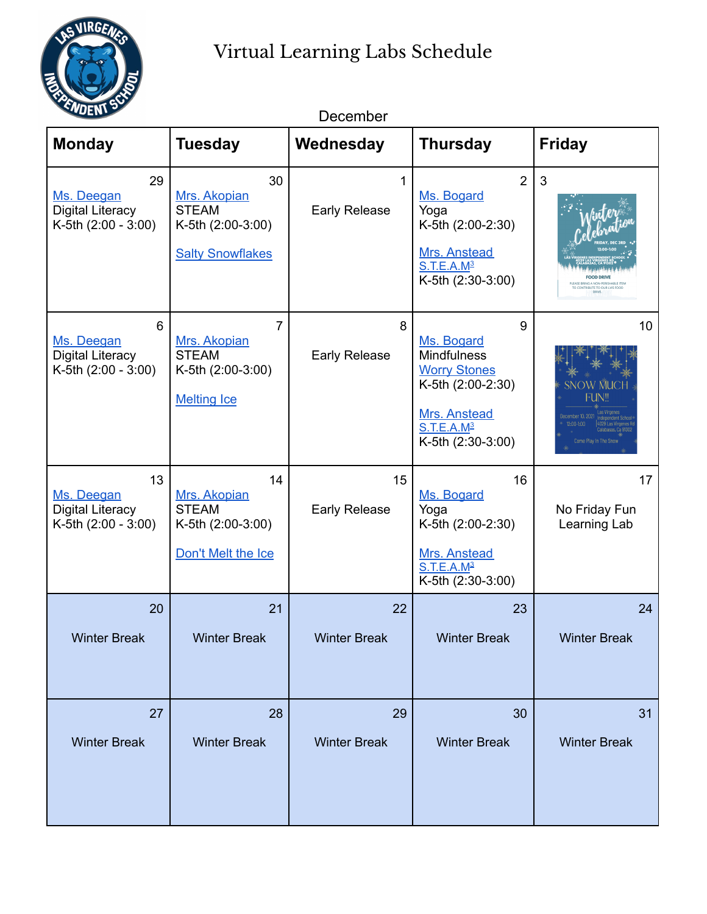# Virtual Learning Labs Schedule

December

| Monday | Tuesday | Wednesday | Thursday | Friday |
| --- | --- | --- | --- | --- |
| 29<br>Ms. Deegan<br>Digital Literacy<br>K-5th (2:00 - 3:00) | 30<br>Mrs. Akopian<br>STEAM<br>K-5th (2:00-3:00)<br><br>Salty Snowflakes | 1<br>Early Release | 2<br>Ms. Bogard<br>Yoga<br>K-5th (2:00-2:30)<br><br>Mrs. Anstead<br>S.T.E.A.M³<br>K-5th (2:30-3:00) | 3<br>Winter Celebration<br>FRIDAY, DEC 3RD<br>12:00-1:00<br>LAS VIRGENES INDEPENDENT SCHOOL<br>4029 LAS VIRGENES RD<br>CALABASAS, CA 91302<br>FOOD DRIVE<br>PLEASE BRING A NON-PERISHABLE ITEM TO CONTRIBUTE TO OUR LVIS FOOD DRIVE. |
| 6<br>Ms. Deegan<br>Digital Literacy<br>K-5th (2:00 - 3:00) | 7<br>Mrs. Akopian<br>STEAM<br>K-5th (2:00-3:00)<br><br>Melting Ice | 8<br>Early Release | 9<br>Ms. Bogard<br>Mindfulness<br>Worry Stones<br>K-5th (2:00-2:30)<br><br>Mrs. Anstead<br>S.T.E.A.M³<br>K-5th (2:30-3:00) | 10<br>SNOW MUCH FUN!!<br>December 10, 2021<br>12:00-1:00<br>Las Virgenes Independent School<br>4029 Las Virgenes Rd<br>Calabasas, Ca 91302<br>Come Play In The Snow |
| 13<br>Ms. Deegan<br>Digital Literacy<br>K-5th (2:00 - 3:00) | 14<br>Mrs. Akopian<br>STEAM<br>K-5th (2:00-3:00)<br><br>Don't Melt the Ice | 15<br>Early Release | 16<br>Ms. Bogard<br>Yoga<br>K-5th (2:00-2:30)<br><br>Mrs. Anstead<br>S.T.E.A.M³<br>K-5th (2:30-3:00) | 17<br>No Friday Fun Learning Lab |
| 20<br>Winter Break | 21<br>Winter Break | 22<br>Winter Break | 23<br>Winter Break | 24<br>Winter Break |
| 27<br>Winter Break | 28<br>Winter Break | 29<br>Winter Break | 30<br>Winter Break | 31<br>Winter Break |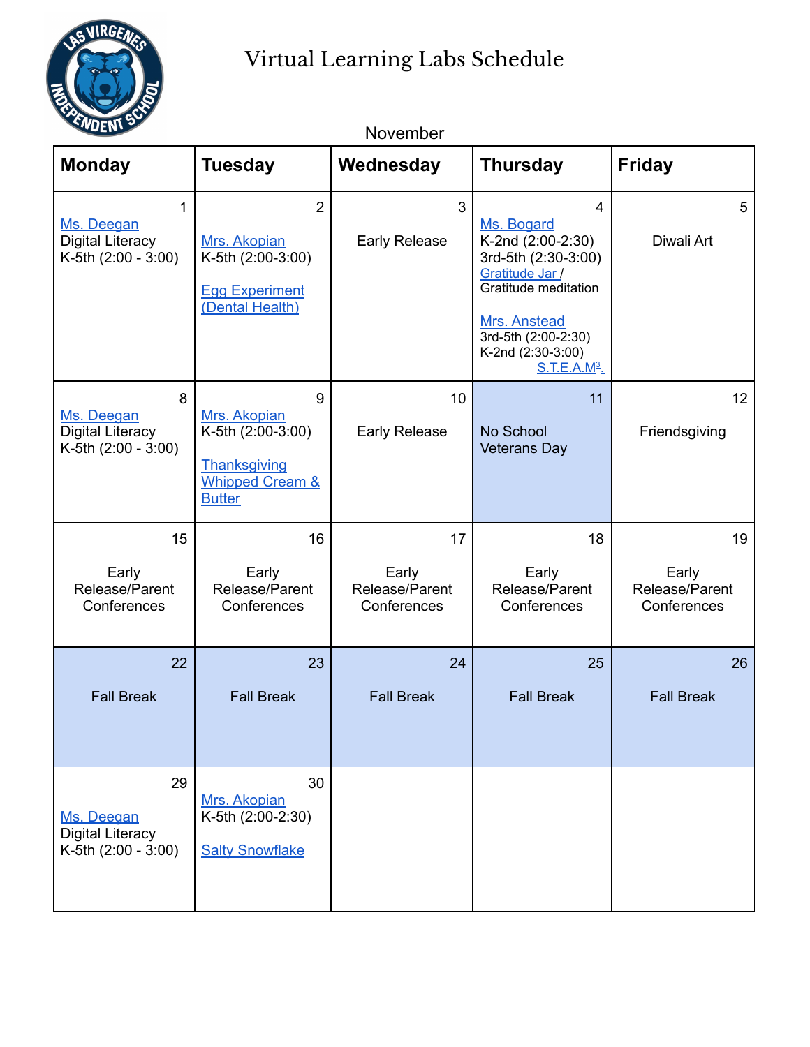# Virtual Learning Labs Schedule

November

| Monday | Tuesday | Wednesday | Thursday | Friday |
|---|---|---|---|---|
| 1<br>Ms. Deegan<br>Digital Literacy<br>K-5th (2:00 - 3:00) | 2<br>Mrs. Akopian<br>K-5th (2:00-3:00)<br><br>Egg Experiment (Dental Health) | 3<br>Early Release | 4<br>Ms. Bogard<br>K-2nd (2:00-2:30)<br>3rd-5th (2:30-3:00)<br>Gratitude Jar / Gratitude meditation<br><br>Mrs. Anstead<br>3rd-5th (2:00-2:30)<br>K-2nd (2:30-3:00)<br>S.T.E.A.M[3]. | 5<br>Diwali Art |
| 8<br>Ms. Deegan<br>Digital Literacy<br>K-5th (2:00 - 3:00) | 9<br>Mrs. Akopian<br>K-5th (2:00-3:00)<br><br>Thanksgiving Whipped Cream & Butter | 10<br>Early Release | 11<br>No School<br>Veterans Day | 12<br>Friendsgiving |
| 15<br>Early Release/Parent Conferences | 16<br>Early Release/Parent Conferences | 17<br>Early Release/Parent Conferences | 18<br>Early Release/Parent Conferences | 19<br>Early Release/Parent Conferences |
| 22<br>Fall Break | 23<br>Fall Break | 24<br>Fall Break | 25<br>Fall Break | 26<br>Fall Break |
| 29<br>Ms. Deegan<br>Digital Literacy<br>K-5th (2:00 - 3:00) | 30<br>Mrs. Akopian<br>K-5th (2:00-2:30)<br><br>Salty Snowflake | | | |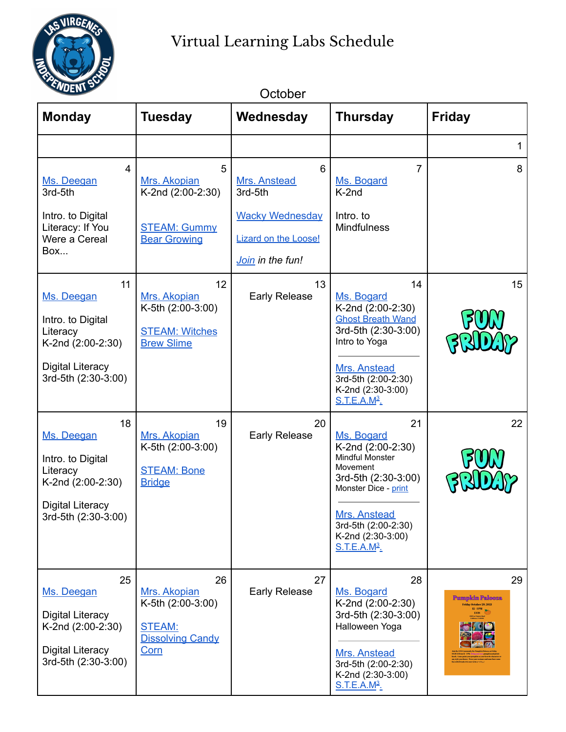# Virtual Learning Labs Schedule

October

| Monday | Tuesday | Wednesday | Thursday | Friday |
|---|---|---|---|---|
| | | | | 1 |
| 4<br>Ms. Deegan<br>3rd-5th<br><br>Intro. to Digital Literacy: If You Were a Cereal Box... | 5<br>Mrs. Akopian<br>K-2nd (2:00-2:30)<br><br>STEAM: Gummy Bear Growing | 6<br>Mrs. Anstead<br>3rd-5th<br><br>Wacky Wednesday<br><br>Lizard on the Loose!<br><br>*Join in the fun!* | 7<br>Ms. Bogard<br>K-2nd<br><br>Intro. to Mindfulness | 8 |
| 11<br>Ms. Deegan<br><br>Intro. to Digital Literacy<br>K-2nd (2:00-2:30)<br><br>Digital Literacy<br>3rd-5th (2:30-3:00) | 12<br>Mrs. Akopian<br>K-5th (2:00-3:00)<br><br>STEAM: Witches Brew Slime | 13<br>Early Release | 14<br>Ms. Bogard<br>K-2nd (2:00-2:30)<br>Ghost Breath Wand<br>3rd-5th (2:30-3:00)<br>Intro to Yoga<br><br>Mrs. Anstead<br>3rd-5th (2:00-2:30)<br>K-2nd (2:30-3:00)<br>S.T.E.A.M$^3$. | 15<br>FUN FRIDAY |
| 18<br>Ms. Deegan<br><br>Intro. to Digital Literacy<br>K-2nd (2:00-2:30)<br><br>Digital Literacy<br>3rd-5th (2:30-3:00) | 19<br>Mrs. Akopian<br>K-5th (2:00-3:00)<br><br>STEAM: Bone Bridge | 20<br>Early Release | 21<br>Ms. Bogard<br>K-2nd (2:00-2:30)<br>Mindful Monster Movement<br>3rd-5th (2:30-3:00)<br>Monster Dice - print<br><br>Mrs. Anstead<br>3rd-5th (2:00-2:30)<br>K-2nd (2:30-3:00)<br>S.T.E.A.M$^3$. | 22<br>FUN FRIDAY |
| 25<br>Ms. Deegan<br><br>Digital Literacy<br>K-2nd (2:00-2:30)<br><br>Digital Literacy<br>3rd-5th (2:30-3:00) | 26<br>Mrs. Akopian<br>K-5th (2:00-3:00)<br><br>STEAM: Dissolving Candy Corn | 27<br>Early Release | 28<br>Ms. Bogard<br>K-2nd (2:00-2:30)<br>3rd-5th (2:30-3:00)<br>Halloween Yoga<br><br>Mrs. Anstead<br>3rd-5th (2:00-2:30)<br>K-2nd (2:30-3:00)<br>S.T.E.A.M$^3$. | 29<br>Pumpkin Palooza |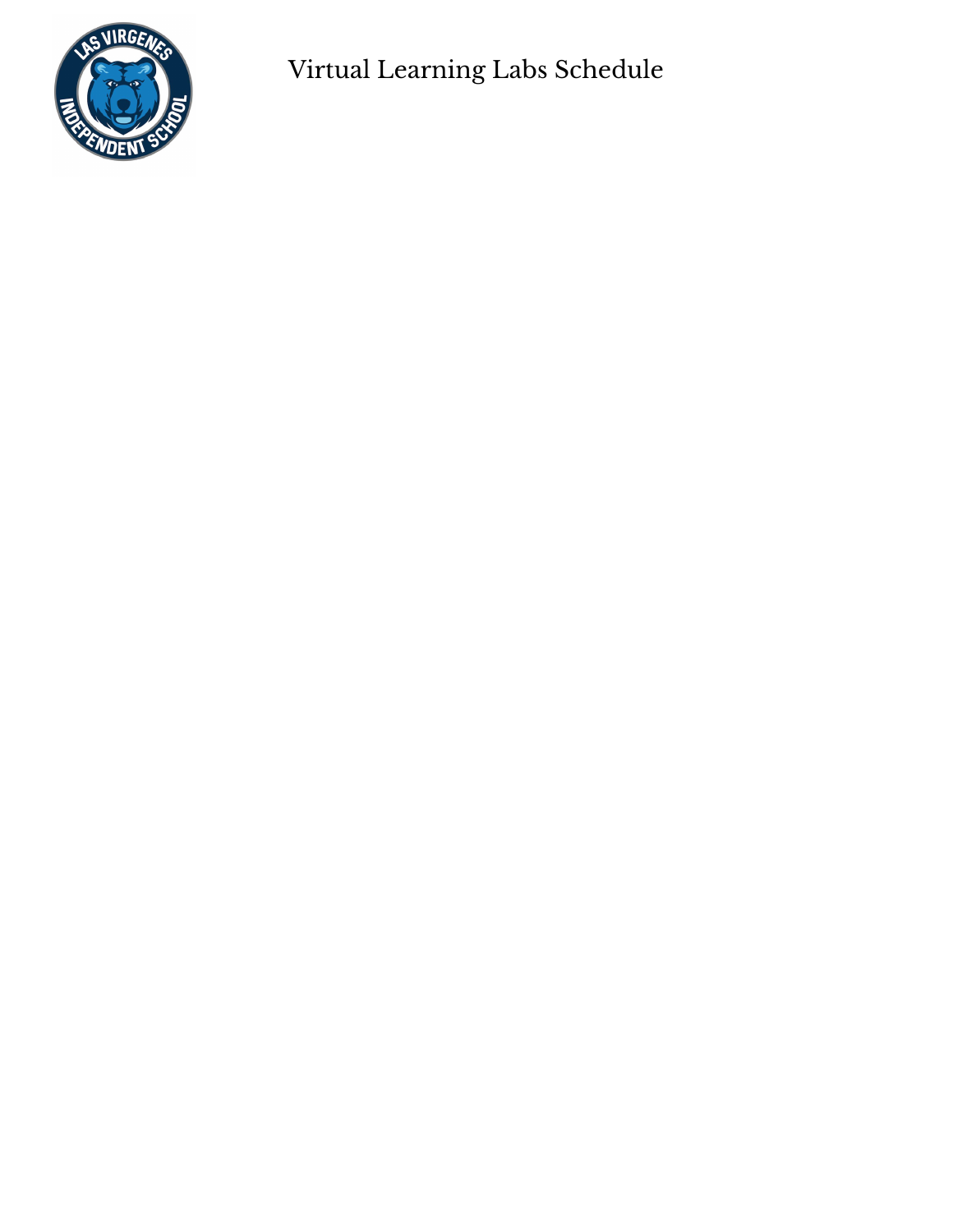# Virtual Learning Labs Schedule